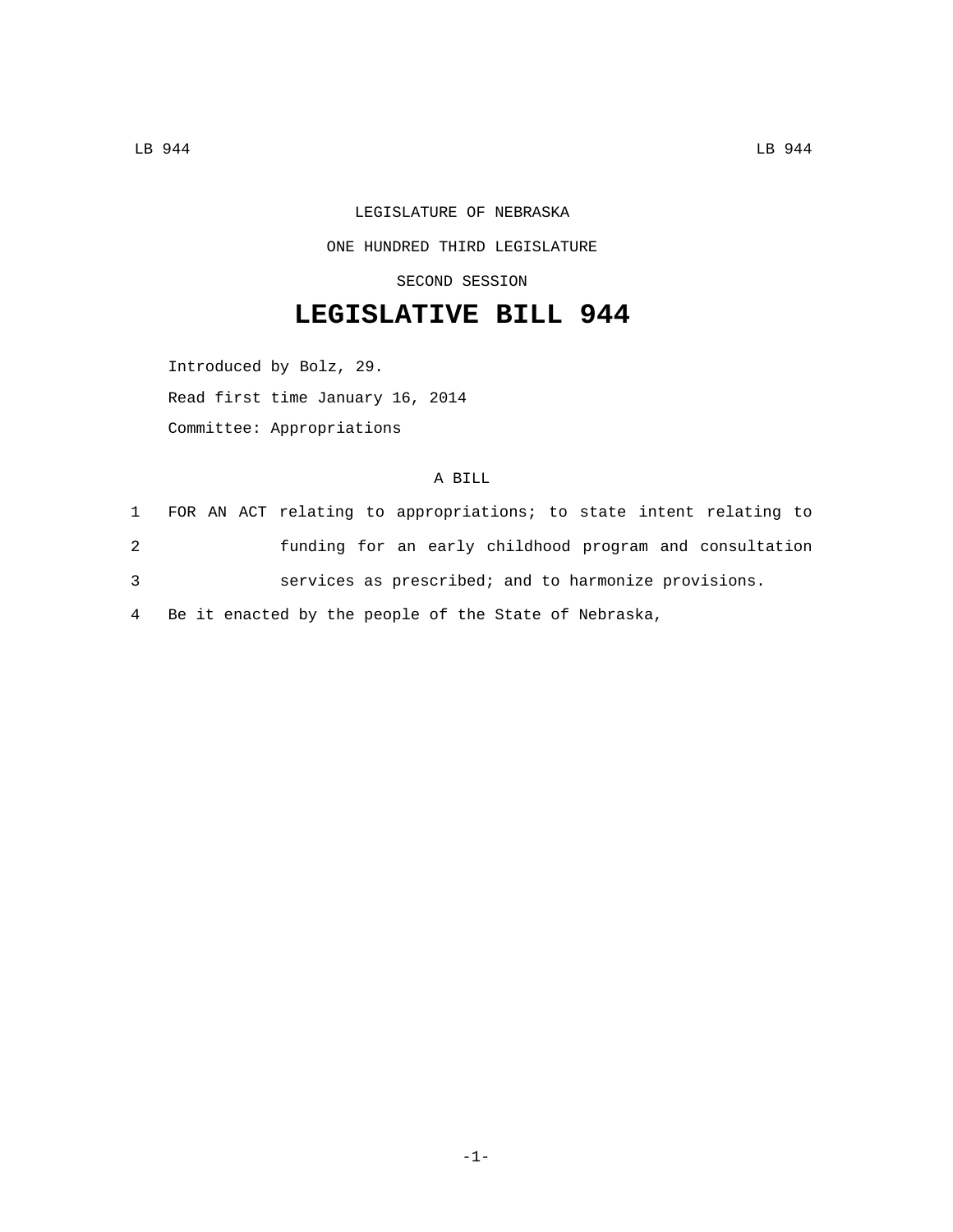LEGISLATURE OF NEBRASKA

ONE HUNDRED THIRD LEGISLATURE

SECOND SESSION

# LEGISLATIVE BILL 944

Introduced by Bolz, 29.

Read first time January 16, 2014

Committee: Appropriations

A BILL

1 FOR AN ACT relating to appropriations; to state intent relating to
2 funding for an early childhood program and consultation
3 services as prescribed; and to harmonize provisions.
4 Be it enacted by the people of the State of Nebraska,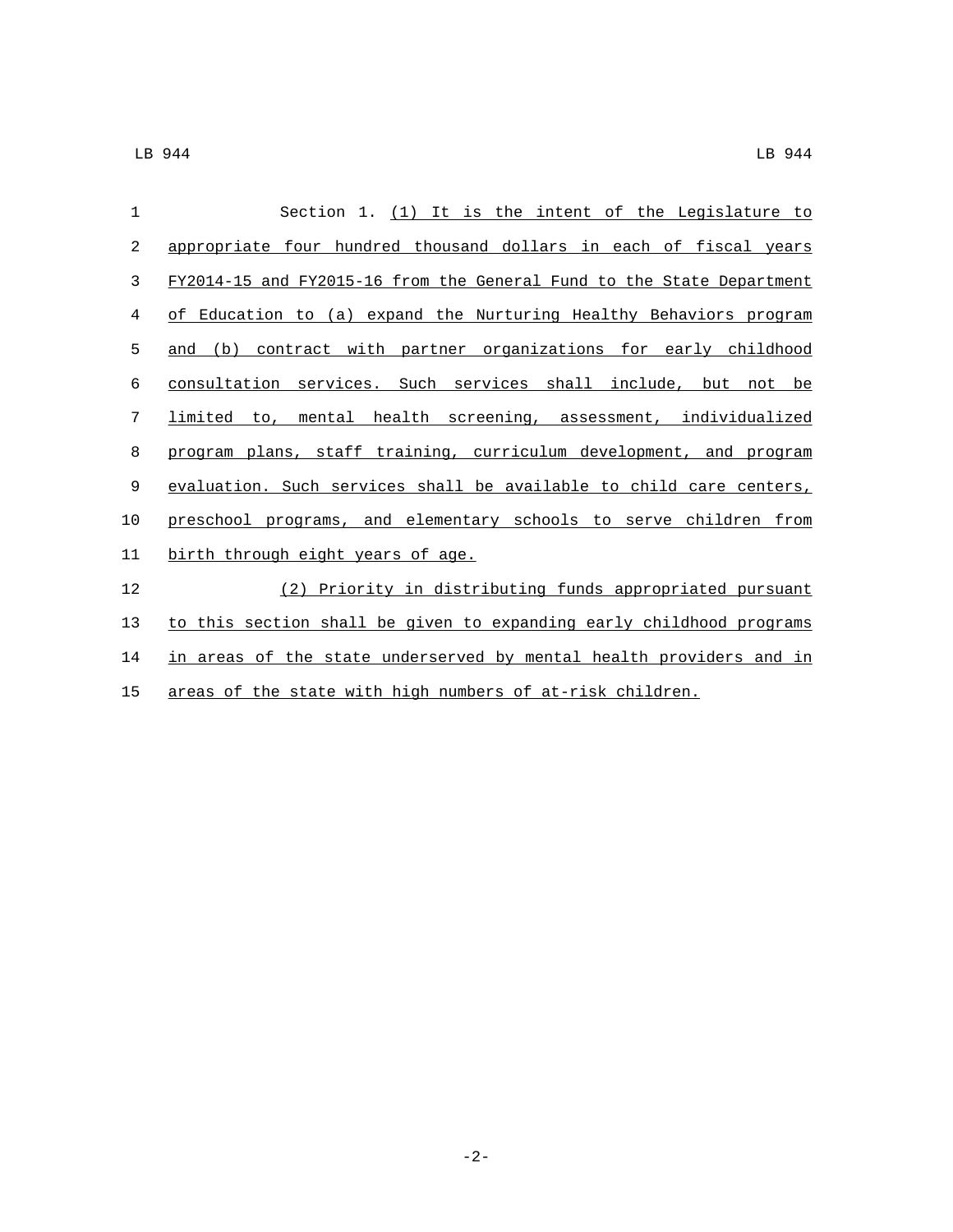Section 1. (1) It is the intent of the Legislature to appropriate four hundred thousand dollars in each of fiscal years FY2014-15 and FY2015-16 from the General Fund to the State Department of Education to (a) expand the Nurturing Healthy Behaviors program and (b) contract with partner organizations for early childhood consultation services. Such services shall include, but not be limited to, mental health screening, assessment, individualized program plans, staff training, curriculum development, and program evaluation. Such services shall be available to child care centers, preschool programs, and elementary schools to serve children from birth through eight years of age.

(2) Priority in distributing funds appropriated pursuant to this section shall be given to expanding early childhood programs in areas of the state underserved by mental health providers and in areas of the state with high numbers of at-risk children.